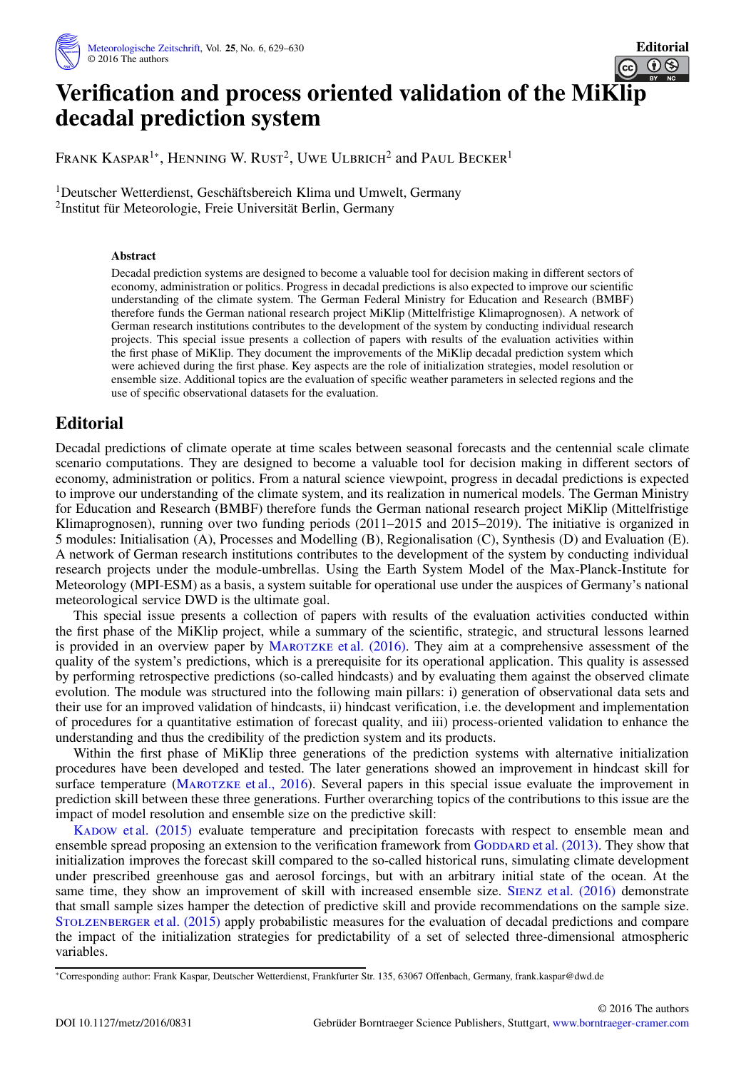# Verification and process oriented validation of the MiKlip decadal prediction system

Frank Kaspar[1*], Henning W. Rust[2], Uwe Ulbrich[2] and Paul Becker[1]

[1]Deutscher Wetterdienst, Geschäftsbereich Klima und Umwelt, Germany
[2]Institut für Meteorologie, Freie Universität Berlin, Germany

### Abstract

Decadal prediction systems are designed to become a valuable tool for decision making in different sectors of economy, administration or politics. Progress in decadal predictions is also expected to improve our scientific understanding of the climate system. The German Federal Ministry for Education and Research (BMBF) therefore funds the German national research project MiKlip (Mittelfristige Klimaprognosen). A network of German research institutions contributes to the development of the system by conducting individual research projects. This special issue presents a collection of papers with results of the evaluation activities within the first phase of MiKlip. They document the improvements of the MiKlip decadal prediction system which were achieved during the first phase. Key aspects are the role of initialization strategies, model resolution or ensemble size. Additional topics are the evaluation of specific weather parameters in selected regions and the use of specific observational datasets for the evaluation.

## Editorial

Decadal predictions of climate operate at time scales between seasonal forecasts and the centennial scale climate scenario computations. They are designed to become a valuable tool for decision making in different sectors of economy, administration or politics. From a natural science viewpoint, progress in decadal predictions is expected to improve our understanding of the climate system, and its realization in numerical models. The German Ministry for Education and Research (BMBF) therefore funds the German national research project MiKlip (Mittelfristige Klimaprognosen), running over two funding periods (2011–2015 and 2015–2019). The initiative is organized in 5 modules: Initialisation (A), Processes and Modelling (B), Regionalisation (C), Synthesis (D) and Evaluation (E). A network of German research institutions contributes to the development of the system by conducting individual research projects under the module-umbrellas. Using the Earth System Model of the Max-Planck-Institute for Meteorology (MPI-ESM) as a basis, a system suitable for operational use under the auspices of Germany's national meteorological service DWD is the ultimate goal.

This special issue presents a collection of papers with results of the evaluation activities conducted within the first phase of the MiKlip project, while a summary of the scientific, strategic, and structural lessons learned is provided in an overview paper by Marotzke et al. (2016). They aim at a comprehensive assessment of the quality of the system's predictions, which is a prerequisite for its operational application. This quality is assessed by performing retrospective predictions (so-called hindcasts) and by evaluating them against the observed climate evolution. The module was structured into the following main pillars: i) generation of observational data sets and their use for an improved validation of hindcasts, ii) hindcast verification, i.e. the development and implementation of procedures for a quantitative estimation of forecast quality, and iii) process-oriented validation to enhance the understanding and thus the credibility of the prediction system and its products.

Within the first phase of MiKlip three generations of the prediction systems with alternative initialization procedures have been developed and tested. The later generations showed an improvement in hindcast skill for surface temperature (Marotzke et al., 2016). Several papers in this special issue evaluate the improvement in prediction skill between these three generations. Further overarching topics of the contributions to this issue are the impact of model resolution and ensemble size on the predictive skill:

Kadow et al. (2015) evaluate temperature and precipitation forecasts with respect to ensemble mean and ensemble spread proposing an extension to the verification framework from Goddard et al. (2013). They show that initialization improves the forecast skill compared to the so-called historical runs, simulating climate development under prescribed greenhouse gas and aerosol forcings, but with an arbitrary initial state of the ocean. At the same time, they show an improvement of skill with increased ensemble size. Sienz et al. (2016) demonstrate that small sample sizes hamper the detection of predictive skill and provide recommendations on the sample size. Stolzenberger et al. (2015) apply probabilistic measures for the evaluation of decadal predictions and compare the impact of the initialization strategies for predictability of a set of selected three-dimensional atmospheric variables.

[*]Corresponding author: Frank Kaspar, Deutscher Wetterdienst, Frankfurter Str. 135, 63067 Offenbach, Germany, frank.kaspar@dwd.de

DOI 10.1127/metz/2016/0831

Gebrüder Borntraeger Science Publishers, Stuttgart, www.borntraeger-cramer.com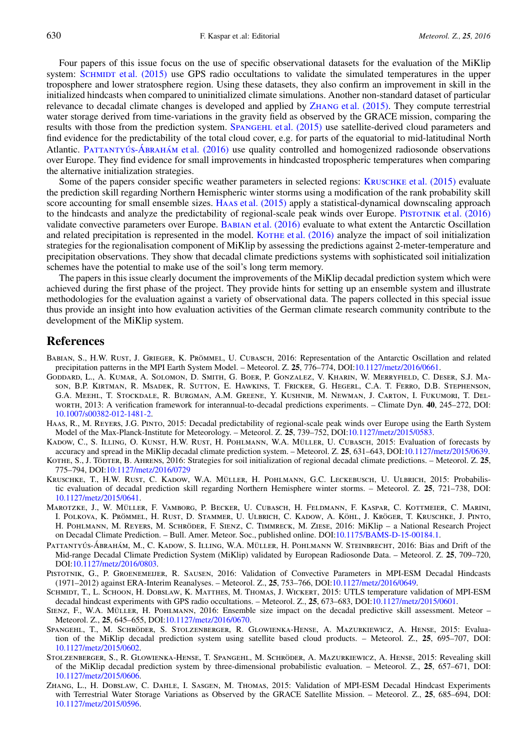Four papers of this issue focus on the use of specific observational datasets for the evaluation of the MiKlip system: Schmidt et al. (2015) use GPS radio occultations to validate the simulated temperatures in the upper troposphere and lower stratosphere region. Using these datasets, they also confirm an improvement in skill in the initialized hindcasts when compared to uninitialized climate simulations. Another non-standard dataset of particular relevance to decadal climate changes is developed and applied by Zhang et al. (2015). They compute terrestrial water storage derived from time-variations in the gravity field as observed by the GRACE mission, comparing the results with those from the prediction system. Spangehl et al. (2015) use satellite-derived cloud parameters and find evidence for the predictability of the total cloud cover, e.g. for parts of the equatorial to mid-latitudinal North Atlantic. Pattantyús-Ábrahám et al. (2016) use quality controlled and homogenized radiosonde observations over Europe. They find evidence for small improvements in hindcasted tropospheric temperatures when comparing the alternative initialization strategies.

Some of the papers consider specific weather parameters in selected regions: Kruschke et al. (2015) evaluate the prediction skill regarding Northern Hemispheric winter storms using a modification of the rank probability skill score accounting for small ensemble sizes. Haas et al. (2015) apply a statistical-dynamical downscaling approach to the hindcasts and analyze the predictability of regional-scale peak winds over Europe. Pistotnik et al. (2016) validate convective parameters over Europe. Babian et al. (2016) evaluate to what extent the Antarctic Oscillation and related precipitation is represented in the model. Kothe et al. (2016) analyze the impact of soil initialization strategies for the regionalisation component of MiKlip by assessing the predictions against 2-meter-temperature and precipitation observations. They show that decadal climate predictions systems with sophisticated soil initialization schemes have the potential to make use of the soil's long term memory.

The papers in this issue clearly document the improvements of the MiKlip decadal prediction system which were achieved during the first phase of the project. They provide hints for setting up an ensemble system and illustrate methodologies for the evaluation against a variety of observational data. The papers collected in this special issue thus provide an insight into how evaluation activities of the German climate research community contribute to the development of the MiKlip system.

## References

Babian, S., H.W. Rust, J. Grieger, K. Prömmel, U. Cubasch, 2016: Representation of the Antarctic Oscillation and related precipitation patterns in the MPI Earth System Model. – Meteorol. Z. **25**, 776–774, DOI:10.1127/metz/2016/0661.

Goddard, L., A. Kumar, A. Solomon, D. Smith, G. Boer, P. Gonzalez, V. Kharin, W. Merryfield, C. Deser, S.J. Mason, B.P. Kirtman, R. Msadek, R. Sutton, E. Hawkins, T. Fricker, G. Hegerl, C.A. T. Ferro, D.B. Stephenson, G.A. Meehl, T. Stockdale, R. Burgman, A.M. Greene, Y. Kushnir, M. Newman, J. Carton, I. Fukumori, T. Delworth, 2013: A verification framework for interannual-to-decadal predictions experiments. – Climate Dyn. **40**, 245–272, DOI: 10.1007/s00382-012-1481-2.

Haas, R., M. Reyers, J.G. Pinto, 2015: Decadal predictability of regional-scale peak winds over Europe using the Earth System Model of the Max-Planck-Institute for Meteorology. – Meteorol. Z. **25**, 739–752, DOI:10.1127/metz/2015/0583.

Kadow, C., S. Illing, O. Kunst, H.W. Rust, H. Pohlmann, W.A. Müller, U. Cubasch, 2015: Evaluation of forecasts by accuracy and spread in the MiKlip decadal climate prediction system. – Meteorol. Z. **25**, 631–643, DOI:10.1127/metz/2015/0639.

Kothe, S., J. Tödter, B. Ahrens, 2016: Strategies for soil initialization of regional decadal climate predictions. – Meteorol. Z. **25**, 775–794, DOI:10:1127/metz/2016/0729

Kruschke, T., H.W. Rust, C. Kadow, W.A. Müller, H. Pohlmann, G.C. Leckebusch, U. Ulbrich, 2015: Probabilistic evaluation of decadal prediction skill regarding Northern Hemisphere winter storms. – Meteorol. Z. **25**, 721–738, DOI: 10.1127/metz/2015/0641.

Marotzke, J., W. Müller, F. Vamborg, P. Becker, U. Cubasch, H. Feldmann, F. Kaspar, C. Kottmeier, C. Marini, I. Polkova, K. Prömmel, H. Rust, D. Stammer, U. Ulbrich, C. Kadow, A. Köhl, J. Kröger, T. Kruschke, J. Pinto, H. Pohlmann, M. Reyers, M. Schröder, F. Sienz, C. Timmreck, M. Ziese, 2016: MiKlip – a National Research Project on Decadal Climate Prediction. – Bull. Amer. Meteor. Soc., published online. DOI:10.1175/BAMS-D-15-00184.1.

Pattantyús-Ábrahám, M., C. Kadow, S. Illing, W.A. Müller, H. Pohlmann W. Steinbrecht, 2016: Bias and Drift of the Mid-range Decadal Climate Prediction System (MiKlip) validated by European Radiosonde Data. – Meteorol. Z. **25**, 709–720, DOI:10.1127/metz/2016/0803.

Pistotnik, G., P. Groenemeijer, R. Sausen, 2016: Validation of Convective Parameters in MPI-ESM Decadal Hindcasts (1971–2012) against ERA-Interim Reanalyses. – Meteorol. Z., **25**, 753–766, DOI:10.1127/metz/2016/0649.

Schmidt, T., L. Schoon, H. Dobslaw, K. Matthes, M. Thomas, J. Wickert, 2015: UTLS temperature validation of MPI-ESM decadal hindcast experiments with GPS radio occultations. – Meteorol. Z., **25**, 673–683, DOI:10.1127/metz/2015/0601.

Sienz, F., W.A. Müller, H. Pohlmann, 2016: Ensemble size impact on the decadal predictive skill assessment. Meteor – Meteorol. Z., **25**, 645–655, DOI:10.1127/metz/2016/0670.

Spangehl, T., M. Schröder, S. Stolzenberger, R. Glowienka-Hense, A. Mazurkiewicz, A. Hense, 2015: Evaluation of the MiKlip decadal prediction system using satellite based cloud products. – Meteorol. Z., **25**, 695–707, DOI: 10.1127/metz/2015/0602.

Stolzenberger, S., R. Glowienka-Hense, T. Spangehl, M. Schröder, A. Mazurkiewicz, A. Hense, 2015: Revealing skill of the MiKlip decadal prediction system by three-dimensional probabilistic evaluation. – Meteorol. Z., **25**, 657–671, DOI: 10.1127/metz/2015/0606.

Zhang, L., H. Dobslaw, C. Dahle, I. Sasgen, M. Thomas, 2015: Validation of MPI-ESM Decadal Hindcast Experiments with Terrestrial Water Storage Variations as Observed by the GRACE Satellite Mission. – Meteorol. Z., **25**, 685–694, DOI: 10.1127/metz/2015/0596.